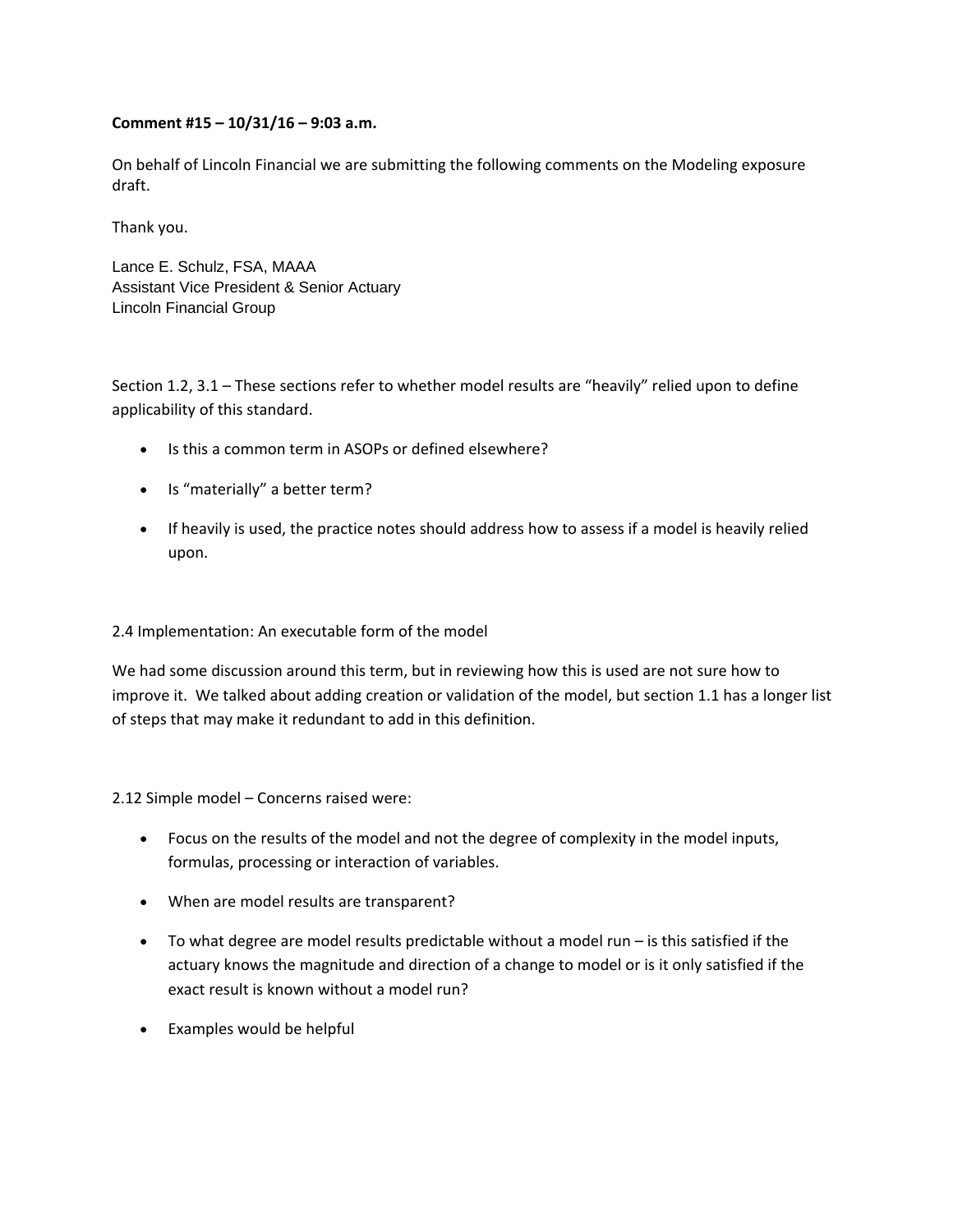**Comment #15 – 10/31/16 – 9:03 a.m.**

On behalf of Lincoln Financial we are submitting the following comments on the Modeling exposure draft.

Thank you.

Lance E. Schulz, FSA, MAAA
Assistant Vice President & Senior Actuary
Lincoln Financial Group

Section 1.2, 3.1 – These sections refer to whether model results are "heavily" relied upon to define applicability of this standard.

- Is this a common term in ASOPs or defined elsewhere?
- Is "materially" a better term?
- If heavily is used, the practice notes should address how to assess if a model is heavily relied upon.

2.4 Implementation: An executable form of the model

We had some discussion around this term, but in reviewing how this is used are not sure how to improve it. We talked about adding creation or validation of the model, but section 1.1 has a longer list of steps that may make it redundant to add in this definition.

2.12 Simple model – Concerns raised were:

- Focus on the results of the model and not the degree of complexity in the model inputs, formulas, processing or interaction of variables.
- When are model results are transparent?
- To what degree are model results predictable without a model run – is this satisfied if the actuary knows the magnitude and direction of a change to model or is it only satisfied if the exact result is known without a model run?
- Examples would be helpful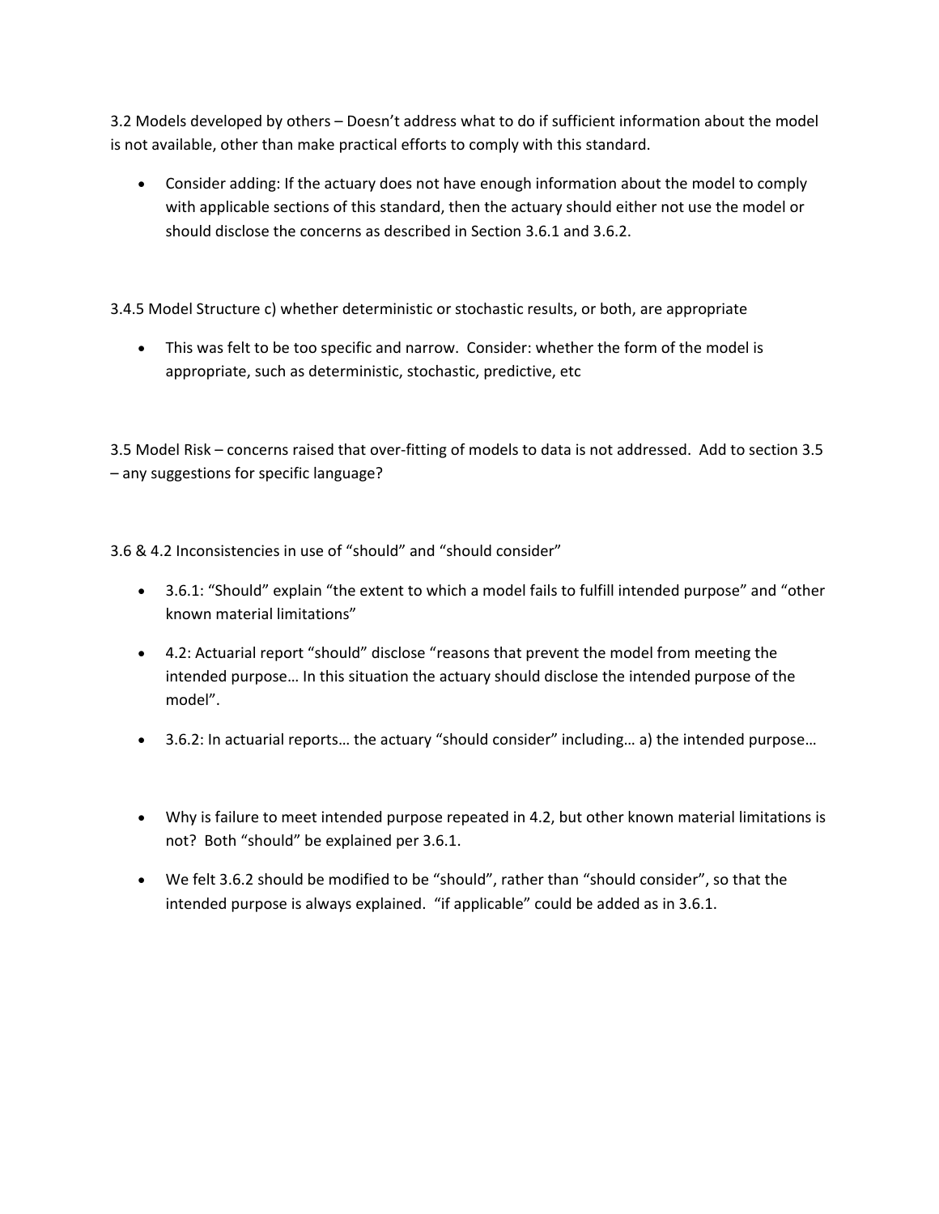3.2 Models developed by others – Doesn't address what to do if sufficient information about the model is not available, other than make practical efforts to comply with this standard.

- Consider adding: If the actuary does not have enough information about the model to comply with applicable sections of this standard, then the actuary should either not use the model or should disclose the concerns as described in Section 3.6.1 and 3.6.2.

3.4.5 Model Structure c) whether deterministic or stochastic results, or both, are appropriate

- This was felt to be too specific and narrow. Consider: whether the form of the model is appropriate, such as deterministic, stochastic, predictive, etc

3.5 Model Risk – concerns raised that over-fitting of models to data is not addressed. Add to section 3.5 – any suggestions for specific language?

3.6 & 4.2 Inconsistencies in use of "should" and "should consider"

- 3.6.1: "Should" explain "the extent to which a model fails to fulfill intended purpose" and "other known material limitations"
- 4.2: Actuarial report "should" disclose "reasons that prevent the model from meeting the intended purpose… In this situation the actuary should disclose the intended purpose of the model".
- 3.6.2: In actuarial reports… the actuary "should consider" including… a) the intended purpose…

- Why is failure to meet intended purpose repeated in 4.2, but other known material limitations is not? Both "should" be explained per 3.6.1.
- We felt 3.6.2 should be modified to be "should", rather than "should consider", so that the intended purpose is always explained. "if applicable" could be added as in 3.6.1.